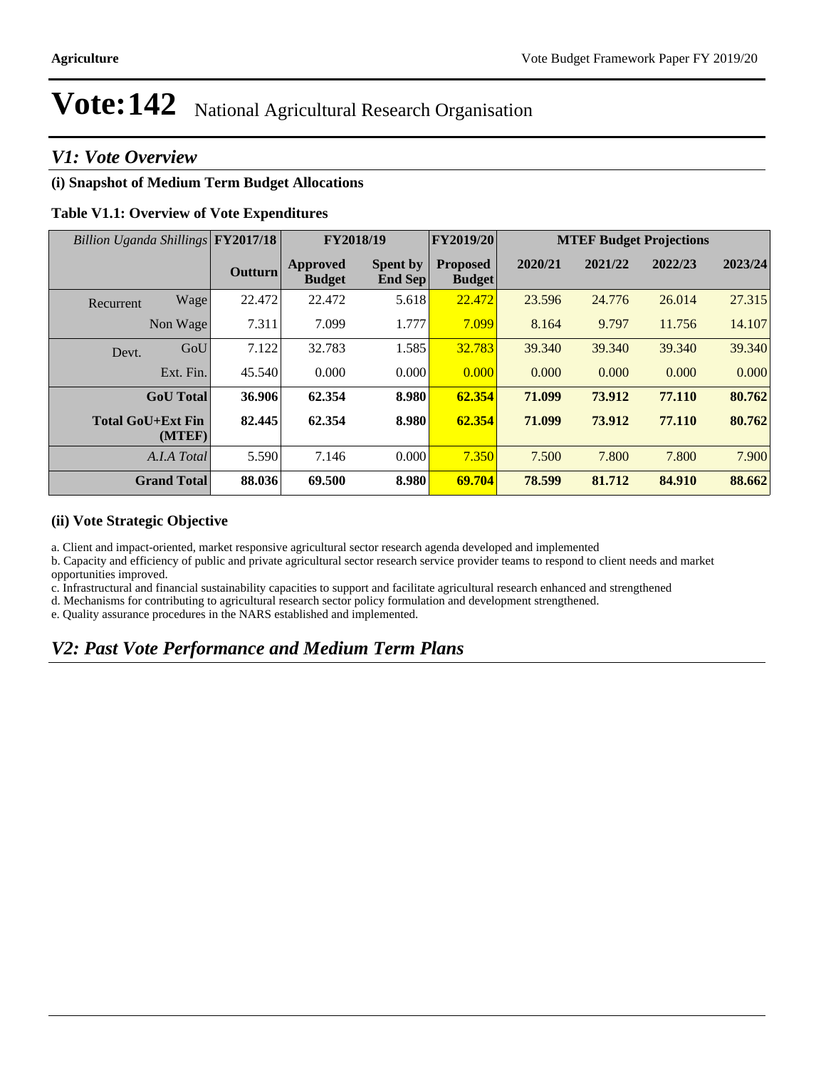# Vote:142 National Agricultural Research Organisation

## V1: Vote Overview

### (i) Snapshot of Medium Term Budget Allocations

**Table V1.1: Overview of Vote Expenditures**

| *Billion Uganda Shillings* | | FY2017/18 | FY2018/19 | | FY2019/20 | MTEF Budget Projections | | | |
|---|---|---|---|---|---|---|---|---|---|
| | | **Outturn** | **Approved Budget** | **Spent by End Sep** | **Proposed Budget** | **2020/21** | **2021/22** | **2022/23** | **2023/24** |
| Recurrent | Wage | 22.472 | 22.472 | 5.618 | 22.472 | 23.596 | 24.776 | 26.014 | 27.315 |
| | Non Wage | 7.311 | 7.099 | 1.777 | 7.099 | 8.164 | 9.797 | 11.756 | 14.107 |
| Devt. | GoU | 7.122 | 32.783 | 1.585 | 32.783 | 39.340 | 39.340 | 39.340 | 39.340 |
| | Ext. Fin. | 45.540 | 0.000 | 0.000 | 0.000 | 0.000 | 0.000 | 0.000 | 0.000 |
| **GoU Total** | | **36.906** | **62.354** | **8.980** | **62.354** | **71.099** | **73.912** | **77.110** | **80.762** |
| **Total GoU+Ext Fin (MTEF)** | | **82.445** | **62.354** | **8.980** | **62.354** | **71.099** | **73.912** | **77.110** | **80.762** |
| *A.I.A Total* | | 5.590 | 7.146 | 0.000 | 7.350 | 7.500 | 7.800 | 7.800 | 7.900 |
| **Grand Total** | | **88.036** | **69.500** | **8.980** | **69.704** | **78.599** | **81.712** | **84.910** | **88.662** |

### (ii) Vote Strategic Objective

a. Client and impact-oriented, market responsive agricultural sector research agenda developed and implemented

b. Capacity and efficiency of public and private agricultural sector research service provider teams to respond to client needs and market opportunities improved.

c. Infrastructural and financial sustainability capacities to support and facilitate agricultural research enhanced and strengthened

d. Mechanisms for contributing to agricultural research sector policy formulation and development strengthened.

e. Quality assurance procedures in the NARS established and implemented.

## V2: Past Vote Performance and Medium Term Plans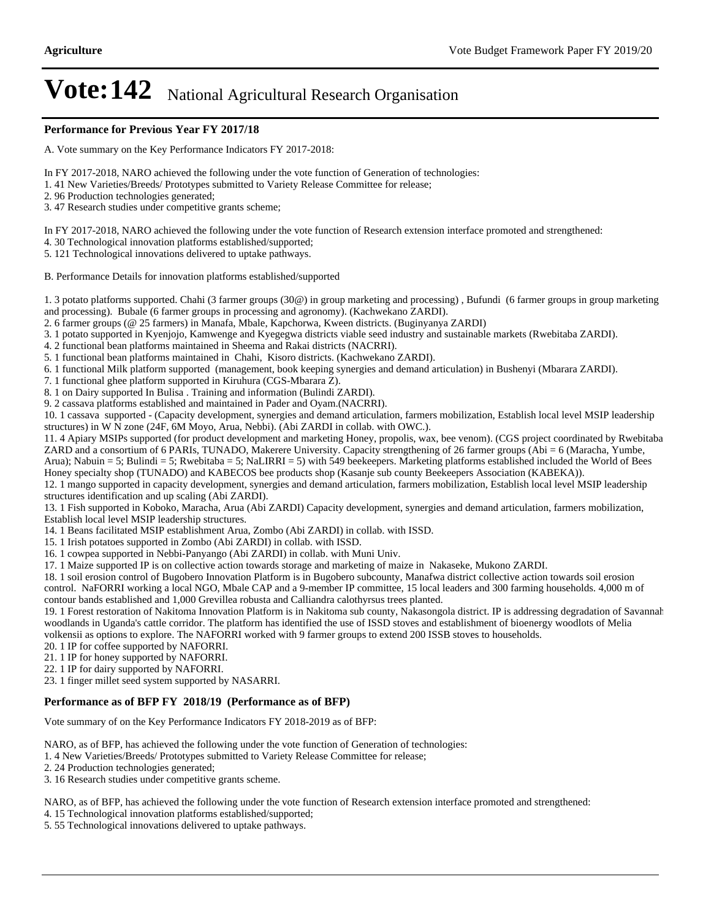# Vote:142 National Agricultural Research Organisation

### Performance for Previous Year FY 2017/18

A. Vote summary on the Key Performance Indicators FY 2017-2018:

In FY 2017-2018, NARO achieved the following under the vote function of Generation of technologies:
1. 41 New Varieties/Breeds/ Prototypes submitted to Variety Release Committee for release;
2. 96 Production technologies generated;
3. 47 Research studies under competitive grants scheme;

In FY 2017-2018, NARO achieved the following under the vote function of Research extension interface promoted and strengthened:
4. 30 Technological innovation platforms established/supported;
5. 121 Technological innovations delivered to uptake pathways.

B. Performance Details for innovation platforms established/supported

1. 3 potato platforms supported. Chahi (3 farmer groups (30@) in group marketing and processing) , Bufundi (6 farmer groups in group marketing and processing). Bubale (6 farmer groups in processing and agronomy). (Kachwekano ZARDI).
2. 6 farmer groups (@ 25 farmers) in Manafa, Mbale, Kapchorwa, Kween districts. (Buginyanya ZARDI)
3. 1 potato supported in Kyenjojo, Kamwenge and Kyegegwa districts viable seed industry and sustainable markets (Rwebitaba ZARDI).
4. 2 functional bean platforms maintained in Sheema and Rakai districts (NACRRI).
5. 1 functional bean platforms maintained in Chahi, Kisoro districts. (Kachwekano ZARDI).
6. 1 functional Milk platform supported (management, book keeping synergies and demand articulation) in Bushenyi (Mbarara ZARDI).
7. 1 functional ghee platform supported in Kiruhura (CGS-Mbarara Z).
8. 1 on Dairy supported In Bulisa . Training and information (Bulindi ZARDI).
9. 2 cassava platforms established and maintained in Pader and Oyam.(NACRRI).
10. 1 cassava supported - (Capacity development, synergies and demand articulation, farmers mobilization, Establish local level MSIP leadership structures) in W N zone (24F, 6M Moyo, Arua, Nebbi). (Abi ZARDI in collab. with OWC.).
11. 4 Apiary MSIPs supported (for product development and marketing Honey, propolis, wax, bee venom). (CGS project coordinated by Rwebitaba ZARD and a consortium of 6 PARIs, TUNADO, Makerere University. Capacity strengthening of 26 farmer groups (Abi = 6 (Maracha, Yumbe, Arua); Nabuin = 5; Bulindi = 5; Rwebitaba = 5; NaLIRRI = 5) with 549 beekeepers. Marketing platforms established included the World of Bees Honey specialty shop (TUNADO) and KABECOS bee products shop (Kasanje sub county Beekeepers Association (KABEKA)).
12. 1 mango supported in capacity development, synergies and demand articulation, farmers mobilization, Establish local level MSIP leadership structures identification and up scaling (Abi ZARDI).
13. 1 Fish supported in Koboko, Maracha, Arua (Abi ZARDI) Capacity development, synergies and demand articulation, farmers mobilization, Establish local level MSIP leadership structures.
14. 1 Beans facilitated MSIP establishment Arua, Zombo (Abi ZARDI) in collab. with ISSD.
15. 1 Irish potatoes supported in Zombo (Abi ZARDI) in collab. with ISSD.
16. 1 cowpea supported in Nebbi-Panyango (Abi ZARDI) in collab. with Muni Univ.
17. 1 Maize supported IP is on collective action towards storage and marketing of maize in Nakaseke, Mukono ZARDI.
18. 1 soil erosion control of Bugobero Innovation Platform is in Bugobero subcounty, Manafwa district collective action towards soil erosion control. NaFORRI working a local NGO, Mbale CAP and a 9-member IP committee, 15 local leaders and 300 farming households. 4,000 m of contour bands established and 1,000 Grevillea robusta and Calliandra calothyrsus trees planted.
19. 1 Forest restoration of Nakitoma Innovation Platform is in Nakitoma sub county, Nakasongola district. IP is addressing degradation of Savannah woodlands in Uganda's cattle corridor. The platform has identified the use of ISSD stoves and establishment of bioenergy woodlots of Melia volkensii as options to explore. The NAFORRI worked with 9 farmer groups to extend 200 ISSB stoves to households.
20. 1 IP for coffee supported by NAFORRI.
21. 1 IP for honey supported by NAFORRI.
22. 1 IP for dairy supported by NAFORRI.
23. 1 finger millet seed system supported by NASARRI.

### Performance as of BFP FY 2018/19 (Performance as of BFP)

Vote summary of on the Key Performance Indicators FY 2018-2019 as of BFP:

NARO, as of BFP, has achieved the following under the vote function of Generation of technologies:
1. 4 New Varieties/Breeds/ Prototypes submitted to Variety Release Committee for release;
2. 24 Production technologies generated;
3. 16 Research studies under competitive grants scheme.

NARO, as of BFP, has achieved the following under the vote function of Research extension interface promoted and strengthened:
4. 15 Technological innovation platforms established/supported;
5. 55 Technological innovations delivered to uptake pathways.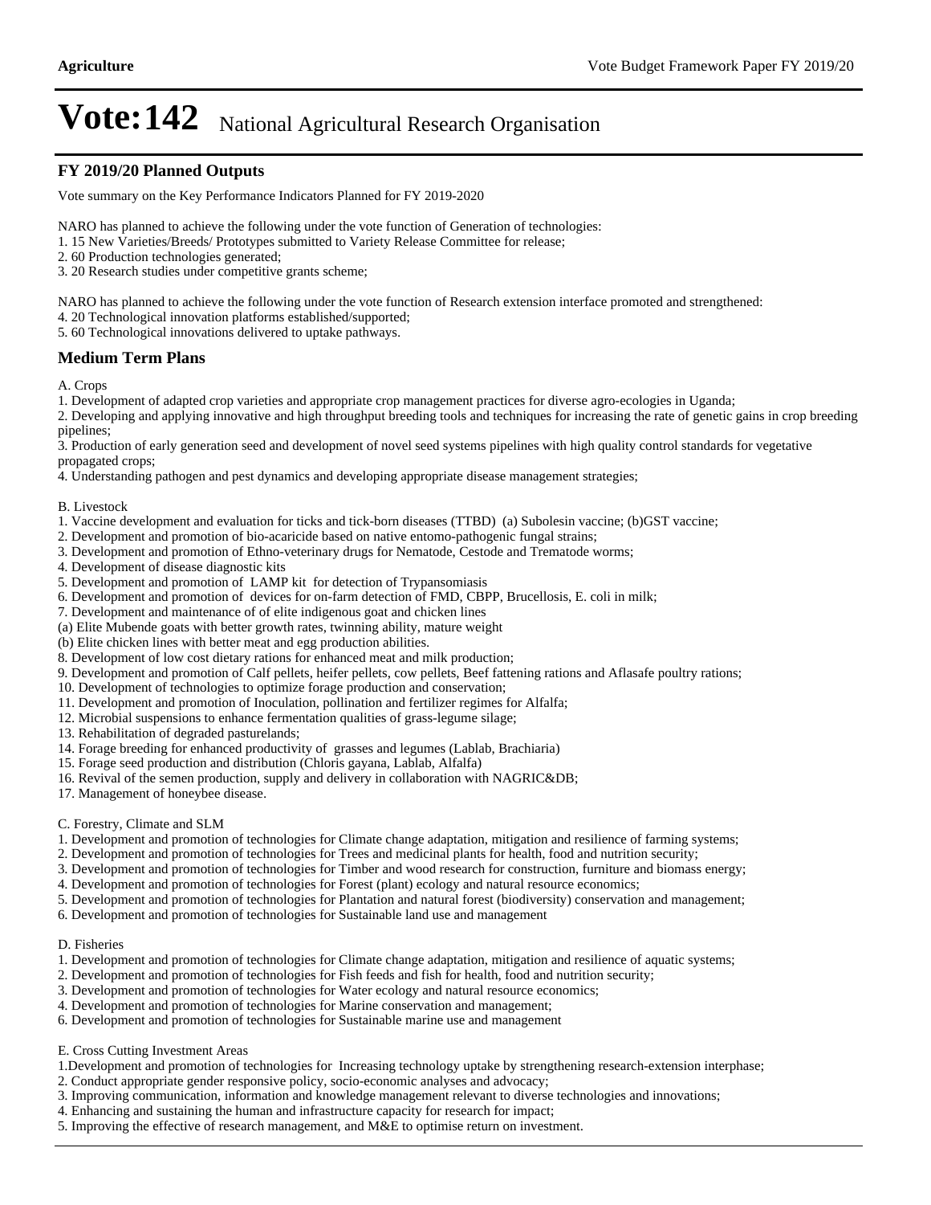# Vote:142 National Agricultural Research Organisation

## FY 2019/20 Planned Outputs

Vote summary on the Key Performance Indicators Planned for FY 2019-2020

NARO has planned to achieve the following under the vote function of Generation of technologies:
1. 15 New Varieties/Breeds/ Prototypes submitted to Variety Release Committee for release;
2. 60 Production technologies generated;
3. 20 Research studies under competitive grants scheme;

NARO has planned to achieve the following under the vote function of Research extension interface promoted and strengthened:
4. 20 Technological innovation platforms established/supported;
5. 60 Technological innovations delivered to uptake pathways.

## Medium Term Plans

A. Crops
1. Development of adapted crop varieties and appropriate crop management practices for diverse agro-ecologies in Uganda;
2. Developing and applying innovative and high throughput breeding tools and techniques for increasing the rate of genetic gains in crop breeding pipelines;
3. Production of early generation seed and development of novel seed systems pipelines with high quality control standards for vegetative propagated crops;
4. Understanding pathogen and pest dynamics and developing appropriate disease management strategies;

B. Livestock
1. Vaccine development and evaluation for ticks and tick-born diseases (TTBD) (a) Subolesin vaccine; (b)GST vaccine;
2. Development and promotion of bio-acaricide based on native entomo-pathogenic fungal strains;
3. Development and promotion of Ethno-veterinary drugs for Nematode, Cestode and Trematode worms;
4. Development of disease diagnostic kits
5. Development and promotion of LAMP kit for detection of Trypansomiasis
6. Development and promotion of devices for on-farm detection of FMD, CBPP, Brucellosis, E. coli in milk;
7. Development and maintenance of of elite indigenous goat and chicken lines
(a) Elite Mubende goats with better growth rates, twinning ability, mature weight
(b) Elite chicken lines with better meat and egg production abilities.
8. Development of low cost dietary rations for enhanced meat and milk production;
9. Development and promotion of Calf pellets, heifer pellets, cow pellets, Beef fattening rations and Aflasafe poultry rations;
10. Development of technologies to optimize forage production and conservation;
11. Development and promotion of Inoculation, pollination and fertilizer regimes for Alfalfa;
12. Microbial suspensions to enhance fermentation qualities of grass-legume silage;
13. Rehabilitation of degraded pasturelands;
14. Forage breeding for enhanced productivity of grasses and legumes (Lablab, Brachiaria)
15. Forage seed production and distribution (Chloris gayana, Lablab, Alfalfa)
16. Revival of the semen production, supply and delivery in collaboration with NAGRIC&DB;
17. Management of honeybee disease.

C. Forestry, Climate and SLM
1. Development and promotion of technologies for Climate change adaptation, mitigation and resilience of farming systems;
2. Development and promotion of technologies for Trees and medicinal plants for health, food and nutrition security;
3. Development and promotion of technologies for Timber and wood research for construction, furniture and biomass energy;
4. Development and promotion of technologies for Forest (plant) ecology and natural resource economics;
5. Development and promotion of technologies for Plantation and natural forest (biodiversity) conservation and management;
6. Development and promotion of technologies for Sustainable land use and management

D. Fisheries
1. Development and promotion of technologies for Climate change adaptation, mitigation and resilience of aquatic systems;
2. Development and promotion of technologies for Fish feeds and fish for health, food and nutrition security;
3. Development and promotion of technologies for Water ecology and natural resource economics;
4. Development and promotion of technologies for Marine conservation and management;
6. Development and promotion of technologies for Sustainable marine use and management

E. Cross Cutting Investment Areas
1.Development and promotion of technologies for Increasing technology uptake by strengthening research-extension interphase;
2. Conduct appropriate gender responsive policy, socio-economic analyses and advocacy;
3. Improving communication, information and knowledge management relevant to diverse technologies and innovations;
4. Enhancing and sustaining the human and infrastructure capacity for research for impact;
5. Improving the effective of research management, and M&E to optimise return on investment.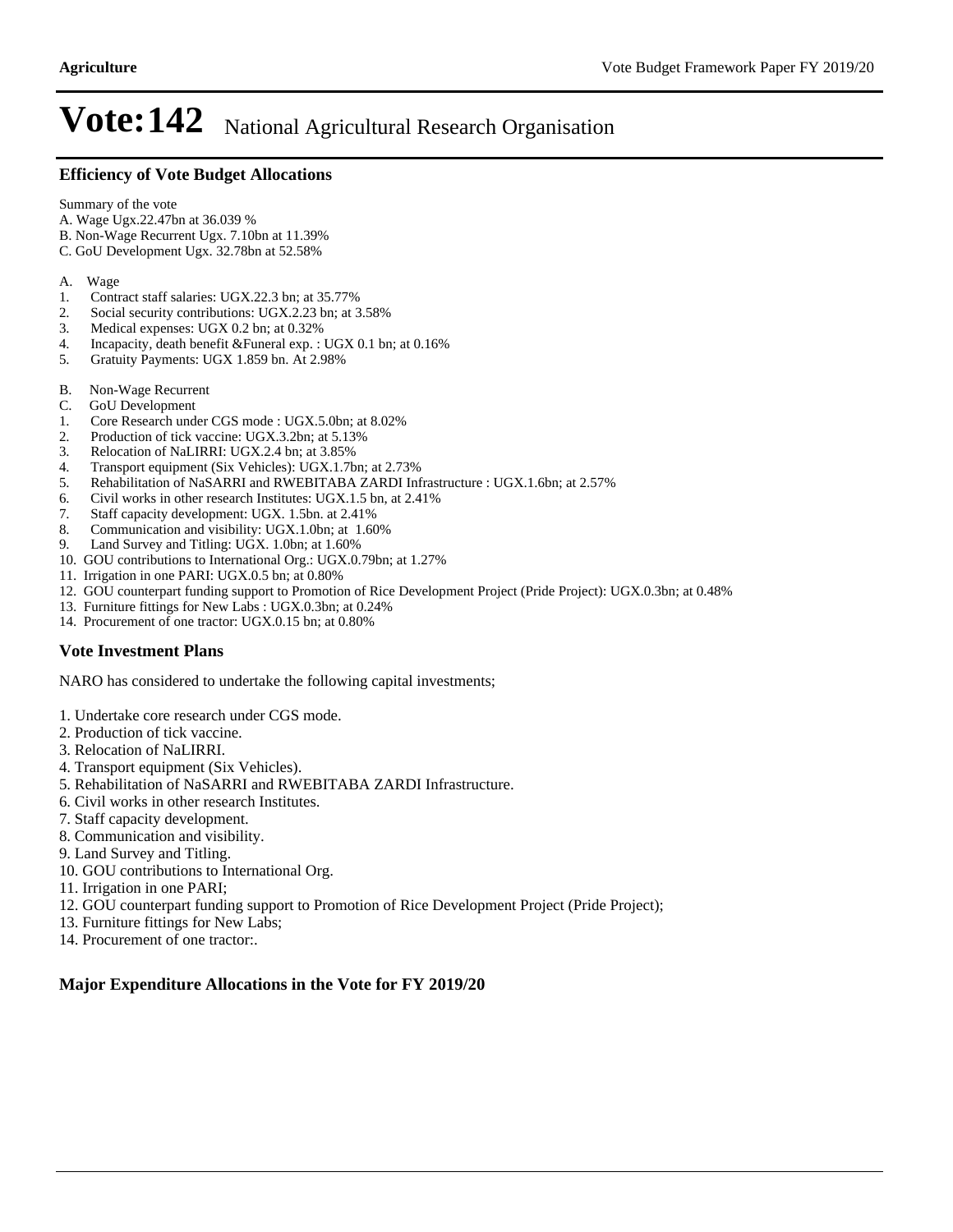# Vote:142 National Agricultural Research Organisation

### Efficiency of Vote Budget Allocations

Summary of the vote

A. Wage Ugx.22.47bn at 36.039 %

B. Non-Wage Recurrent Ugx. 7.10bn at 11.39%

C. GoU Development Ugx. 32.78bn at 52.58%

A. Wage

1. Contract staff salaries: UGX.22.3 bn; at 35.77%
2. Social security contributions: UGX.2.23 bn; at 3.58%
3. Medical expenses: UGX 0.2 bn; at 0.32%
4. Incapacity, death benefit &Funeral exp. : UGX 0.1 bn; at 0.16%
5. Gratuity Payments: UGX 1.859 bn. At 2.98%

B. Non-Wage Recurrent

C. GoU Development

1. Core Research under CGS mode : UGX.5.0bn; at 8.02%
2. Production of tick vaccine: UGX.3.2bn; at 5.13%
3. Relocation of NaLIRRI: UGX.2.4 bn; at 3.85%
4. Transport equipment (Six Vehicles): UGX.1.7bn; at 2.73%
5. Rehabilitation of NaSARRI and RWEBITABA ZARDI Infrastructure : UGX.1.6bn; at 2.57%
6. Civil works in other research Institutes: UGX.1.5 bn, at 2.41%
7. Staff capacity development: UGX. 1.5bn. at 2.41%
8. Communication and visibility: UGX.1.0bn; at 1.60%
9. Land Survey and Titling: UGX. 1.0bn; at 1.60%
10. GOU contributions to International Org.: UGX.0.79bn; at 1.27%
11. Irrigation in one PARI: UGX.0.5 bn; at 0.80%
12. GOU counterpart funding support to Promotion of Rice Development Project (Pride Project): UGX.0.3bn; at 0.48%
13. Furniture fittings for New Labs : UGX.0.3bn; at 0.24%
14. Procurement of one tractor: UGX.0.15 bn; at 0.80%

### Vote Investment Plans

NARO has considered to undertake the following capital investments;

1. Undertake core research under CGS mode.
2. Production of tick vaccine.
3. Relocation of NaLIRRI.
4. Transport equipment (Six Vehicles).
5. Rehabilitation of NaSARRI and RWEBITABA ZARDI Infrastructure.
6. Civil works in other research Institutes.
7. Staff capacity development.
8. Communication and visibility.
9. Land Survey and Titling.
10. GOU contributions to International Org.
11. Irrigation in one PARI;
12. GOU counterpart funding support to Promotion of Rice Development Project (Pride Project);
13. Furniture fittings for New Labs;
14. Procurement of one tractor:.

### Major Expenditure Allocations in the Vote for FY 2019/20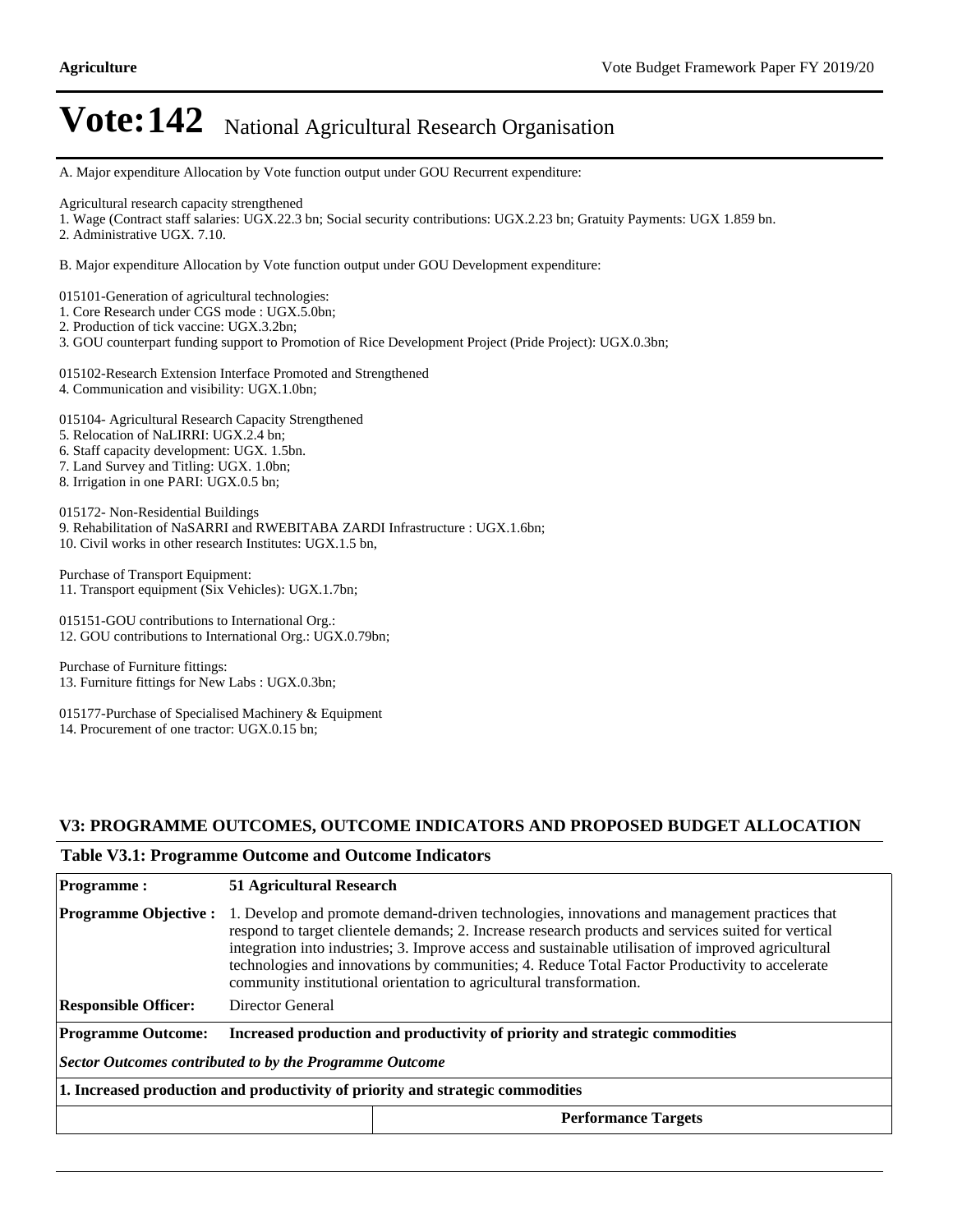# Vote:142 National Agricultural Research Organisation

A. Major expenditure Allocation by Vote function output under GOU Recurrent expenditure:

Agricultural research capacity strengthened
1. Wage (Contract staff salaries: UGX.22.3 bn; Social security contributions: UGX.2.23 bn; Gratuity Payments: UGX 1.859 bn.
2. Administrative UGX. 7.10.

B. Major expenditure Allocation by Vote function output under GOU Development expenditure:

015101-Generation of agricultural technologies:
1. Core Research under CGS mode : UGX.5.0bn;
2. Production of tick vaccine: UGX.3.2bn;
3. GOU counterpart funding support to Promotion of Rice Development Project (Pride Project): UGX.0.3bn;

015102-Research Extension Interface Promoted and Strengthened
4. Communication and visibility: UGX.1.0bn;

015104- Agricultural Research Capacity Strengthened
5. Relocation of NaLIRRI: UGX.2.4 bn;
6. Staff capacity development: UGX. 1.5bn.
7. Land Survey and Titling: UGX. 1.0bn;
8. Irrigation in one PARI: UGX.0.5 bn;

015172- Non-Residential Buildings
9. Rehabilitation of NaSARRI and RWEBITABA ZARDI Infrastructure : UGX.1.6bn;
10. Civil works in other research Institutes: UGX.1.5 bn,

Purchase of Transport Equipment:
11. Transport equipment (Six Vehicles): UGX.1.7bn;

015151-GOU contributions to International Org.:
12. GOU contributions to International Org.: UGX.0.79bn;

Purchase of Furniture fittings:
13. Furniture fittings for New Labs : UGX.0.3bn;

015177-Purchase of Specialised Machinery & Equipment
14. Procurement of one tractor: UGX.0.15 bn;

## V3: PROGRAMME OUTCOMES, OUTCOME INDICATORS AND PROPOSED BUDGET ALLOCATION

### Table V3.1: Programme Outcome and Outcome Indicators

| **Programme :** | **51 Agricultural Research** |
|---|---|
| **Programme Objective :** | 1. Develop and promote demand-driven technologies, innovations and management practices that respond to target clientele demands; 2. Increase research products and services suited for vertical integration into industries; 3. Improve access and sustainable utilisation of improved agricultural technologies and innovations by communities; 4. Reduce Total Factor Productivity to accelerate community institutional orientation to agricultural transformation. |
| **Responsible Officer:** | Director General |
| **Programme Outcome:** | **Increased production and productivity of priority and strategic commodities** |
| ***Sector Outcomes contributed to by the Programme Outcome*** | |
| **1. Increased production and productivity of priority and strategic commodities** | |
| | **Performance Targets** |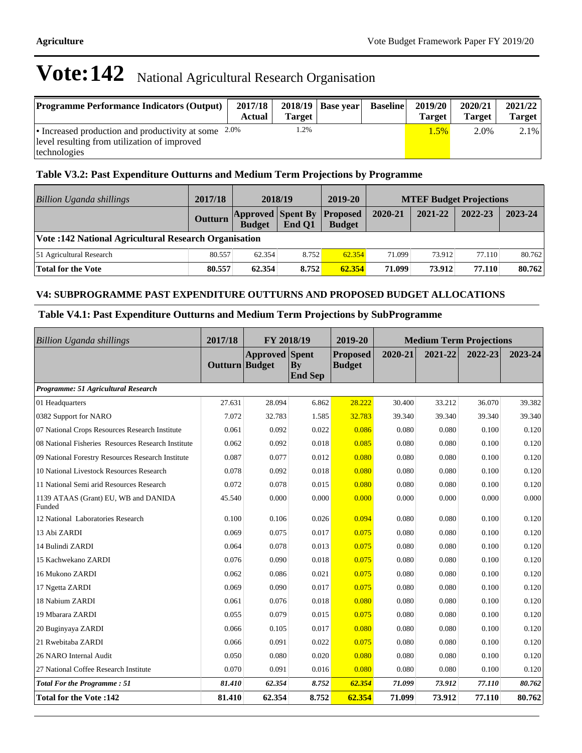# Vote:142 National Agricultural Research Organisation

| Programme Performance Indicators (Output) | 2017/18 Actual | 2018/19 Target | Base year | Baseline | 2019/20 Target | 2020/21 Target | 2021/22 Target |
|---|---|---|---|---|---|---|---|
| • Increased production and productivity at some level resulting from utilization of improved technologies | 2.0% | 1.2% | | | 1.5% | 2.0% | 2.1% |

### Table V3.2: Past Expenditure Outturns and Medium Term Projections by Programme

| Billion Uganda shillings | 2017/18 | 2018/19 | | 2019-20 | MTEF Budget Projections | | | |
|---|---|---|---|---|---|---|---|---|
| | Outturn | Approved Budget | Spent By End Q1 | Proposed Budget | 2020-21 | 2021-22 | 2022-23 | 2023-24 |
| **Vote :142 National Agricultural Research Organisation** | | | | | | | | |
| 51 Agricultural Research | 80.557 | 62.354 | 8.752 | 62.354 | 71.099 | 73.912 | 77.110 | 80.762 |
| **Total for the Vote** | **80.557** | **62.354** | **8.752** | **62.354** | **71.099** | **73.912** | **77.110** | **80.762** |

### V4: SUBPROGRAMME PAST EXPENDITURE OUTTURNS AND PROPOSED BUDGET ALLOCATIONS

### Table V4.1: Past Expenditure Outturns and Medium Term Projections by SubProgramme

| Billion Uganda shillings | 2017/18 | FY 2018/19 | | 2019-20 | Medium Term Projections | | | |
|---|---|---|---|---|---|---|---|---|
| | Outturn | Approved Budget | Spent By End Sep | Proposed Budget | 2020-21 | 2021-22 | 2022-23 | 2023-24 |
| *Programme: 51 Agricultural Research* | | | | | | | | |
| 01 Headquarters | 27.631 | 28.094 | 6.862 | 28.222 | 30.400 | 33.212 | 36.070 | 39.382 |
| 0382 Support for NARO | 7.072 | 32.783 | 1.585 | 32.783 | 39.340 | 39.340 | 39.340 | 39.340 |
| 07 National Crops Resources Research Institute | 0.061 | 0.092 | 0.022 | 0.086 | 0.080 | 0.080 | 0.100 | 0.120 |
| 08 National Fisheries Resources Research Institute | 0.062 | 0.092 | 0.018 | 0.085 | 0.080 | 0.080 | 0.100 | 0.120 |
| 09 National Forestry Resources Research Institute | 0.087 | 0.077 | 0.012 | 0.080 | 0.080 | 0.080 | 0.100 | 0.120 |
| 10 National Livestock Resources Research | 0.078 | 0.092 | 0.018 | 0.080 | 0.080 | 0.080 | 0.100 | 0.120 |
| 11 National Semi arid Resources Research | 0.072 | 0.078 | 0.015 | 0.080 | 0.080 | 0.080 | 0.100 | 0.120 |
| 1139 ATAAS (Grant) EU, WB and DANIDA Funded | 45.540 | 0.000 | 0.000 | 0.000 | 0.000 | 0.000 | 0.000 | 0.000 |
| 12 National Laboratories Research | 0.100 | 0.106 | 0.026 | 0.094 | 0.080 | 0.080 | 0.100 | 0.120 |
| 13 Abi ZARDI | 0.069 | 0.075 | 0.017 | 0.075 | 0.080 | 0.080 | 0.100 | 0.120 |
| 14 Bulindi ZARDI | 0.064 | 0.078 | 0.013 | 0.075 | 0.080 | 0.080 | 0.100 | 0.120 |
| 15 Kachwekano ZARDI | 0.076 | 0.090 | 0.018 | 0.075 | 0.080 | 0.080 | 0.100 | 0.120 |
| 16 Mukono ZARDI | 0.062 | 0.086 | 0.021 | 0.075 | 0.080 | 0.080 | 0.100 | 0.120 |
| 17 Ngetta ZARDI | 0.069 | 0.090 | 0.017 | 0.075 | 0.080 | 0.080 | 0.100 | 0.120 |
| 18 Nabium ZARDI | 0.061 | 0.076 | 0.018 | 0.080 | 0.080 | 0.080 | 0.100 | 0.120 |
| 19 Mbarara ZARDI | 0.055 | 0.079 | 0.015 | 0.075 | 0.080 | 0.080 | 0.100 | 0.120 |
| 20 Buginyaya ZARDI | 0.066 | 0.105 | 0.017 | 0.080 | 0.080 | 0.080 | 0.100 | 0.120 |
| 21 Rwebitaba ZARDI | 0.066 | 0.091 | 0.022 | 0.075 | 0.080 | 0.080 | 0.100 | 0.120 |
| 26 NARO Internal Audit | 0.050 | 0.080 | 0.020 | 0.080 | 0.080 | 0.080 | 0.100 | 0.120 |
| 27 National Coffee Research Institute | 0.070 | 0.091 | 0.016 | 0.080 | 0.080 | 0.080 | 0.100 | 0.120 |
| ***Total For the Programme : 51*** | ***81.410*** | ***62.354*** | ***8.752*** | ***62.354*** | ***71.099*** | ***73.912*** | ***77.110*** | ***80.762*** |
| **Total for the Vote :142** | **81.410** | **62.354** | **8.752** | **62.354** | **71.099** | **73.912** | **77.110** | **80.762** |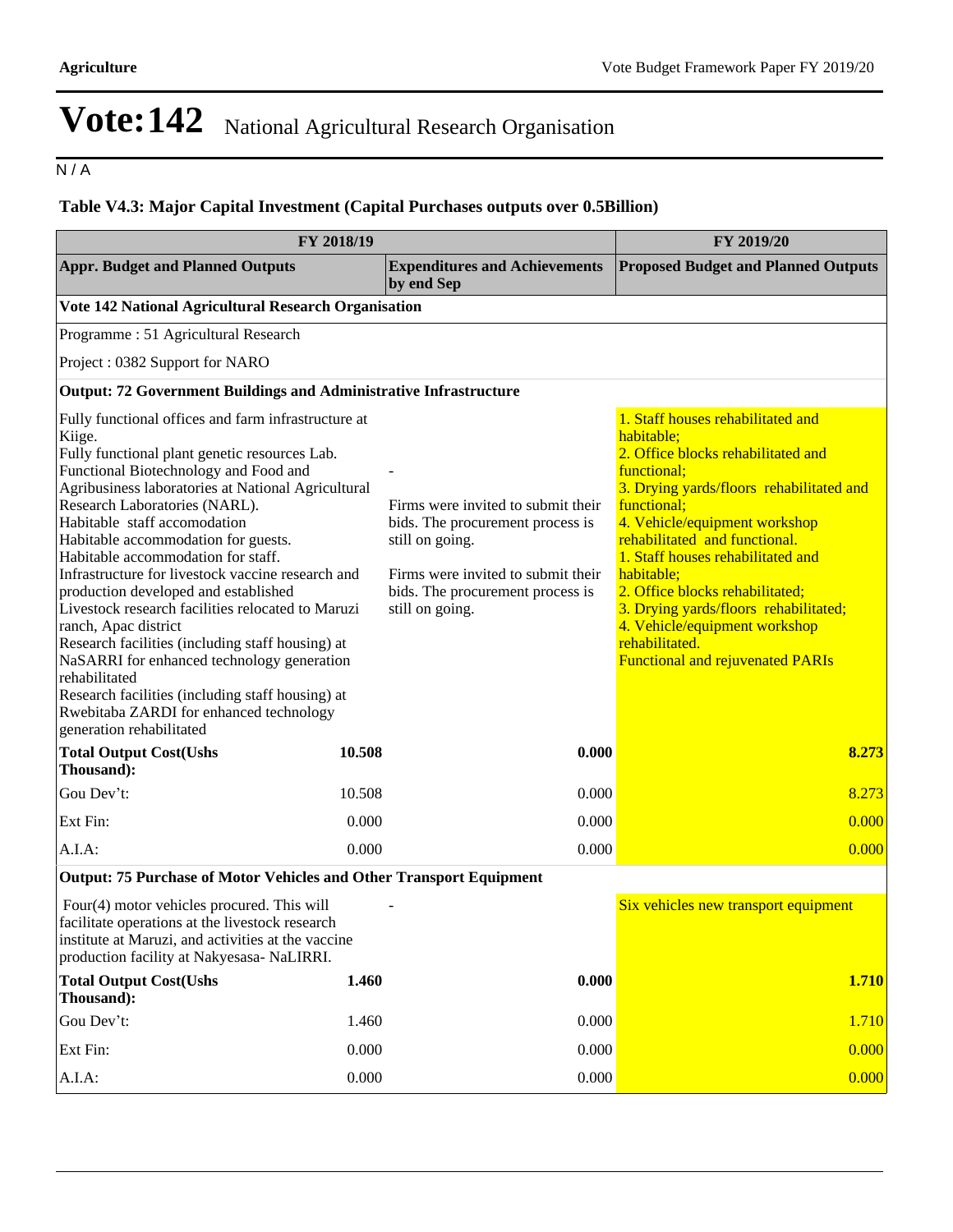# Vote:142 National Agricultural Research Organisation

N / A

### Table V4.3: Major Capital Investment (Capital Purchases outputs over 0.5Billion)

| FY 2018/19 | | | FY 2019/20 |
|---|---|---|---|
| **Appr. Budget and Planned Outputs** | | **Expenditures and Achievements by end Sep** | **Proposed Budget and Planned Outputs** |
| **Vote 142 National Agricultural Research Organisation** | | | |
| Programme : 51 Agricultural Research | | | |
| Project : 0382 Support for NARO | | | |
| **Output: 72 Government Buildings and Administrative Infrastructure** | | | |
| Fully functional offices and farm infrastructure at Kiige.<br>Fully functional plant genetic resources Lab.<br>Functional Biotechnology and Food and Agribusiness laboratories at National Agricultural Research Laboratories (NARL).<br>Habitable staff accomodation<br>Habitable accommodation for guests.<br>Habitable accommodation for staff.<br>Infrastructure for livestock vaccine research and production developed and established<br>Livestock research facilities relocated to Maruzi ranch, Apac district<br>Research facilities (including staff housing) at NaSARRI for enhanced technology generation rehabilitated<br>Research facilities (including staff housing) at Rwebitaba ZARDI for enhanced technology generation rehabilitated | | -<br><br>Firms were invited to submit their bids. The procurement process is still on going.<br><br>Firms were invited to submit their bids. The procurement process is still on going. | 1. Staff houses rehabilitated and habitable;<br>2. Office blocks rehabilitated and functional;<br>3. Drying yards/floors rehabilitated and functional;<br>4. Vehicle/equipment workshop rehabilitated and functional.<br>1. Staff houses rehabilitated and habitable;<br>2. Office blocks rehabilitated;<br>3. Drying yards/floors rehabilitated;<br>4. Vehicle/equipment workshop rehabilitated.<br>Functional and rejuvenated PARIs |
| **Total Output Cost(Ushs Thousand):** | **10.508** | **0.000** | **8.273** |
| Gou Dev't: | 10.508 | 0.000 | 8.273 |
| Ext Fin: | 0.000 | 0.000 | 0.000 |
| A.I.A: | 0.000 | 0.000 | 0.000 |
| **Output: 75 Purchase of Motor Vehicles and Other Transport Equipment** | | | |
| Four(4) motor vehicles procured. This will facilitate operations at the livestock research institute at Maruzi, and activities at the vaccine production facility at Nakyesasa- NaLIRRI. | | - | Six vehicles new transport equipment |
| **Total Output Cost(Ushs Thousand):** | **1.460** | **0.000** | **1.710** |
| Gou Dev't: | 1.460 | 0.000 | 1.710 |
| Ext Fin: | 0.000 | 0.000 | 0.000 |
| A.I.A: | 0.000 | 0.000 | 0.000 |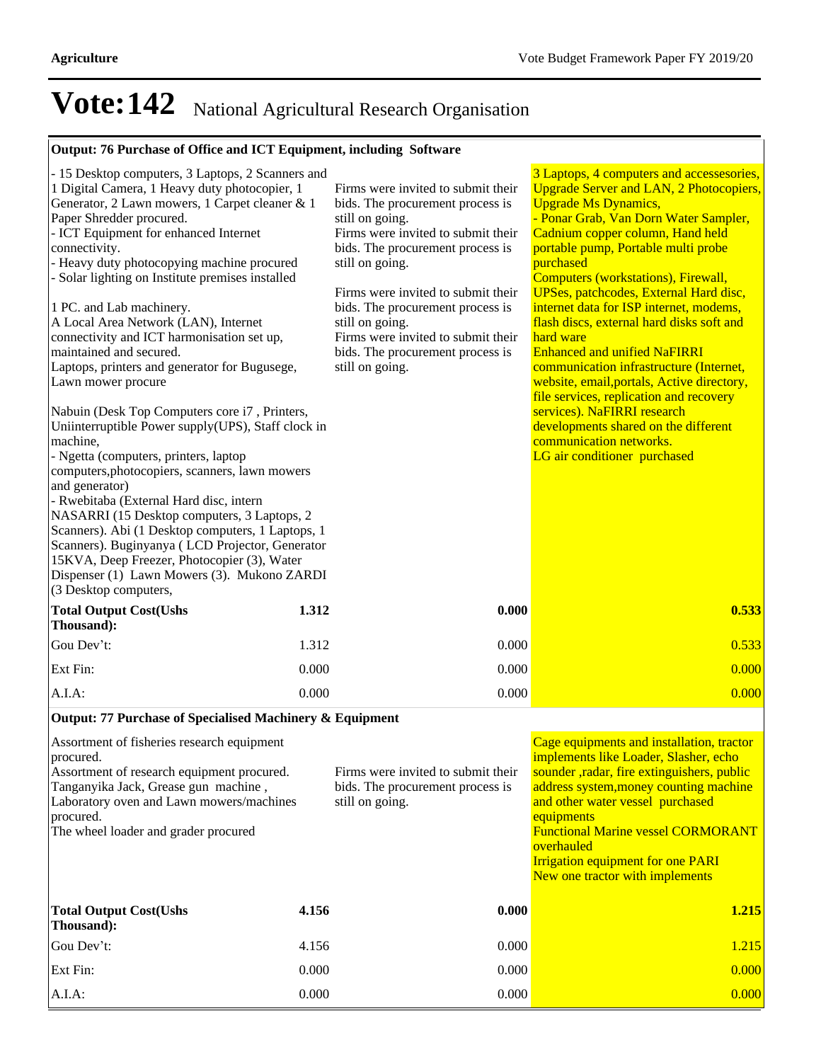# Vote:142 National Agricultural Research Organisation

| Output: 76 Purchase of Office and ICT Equipment, including Software | | | |
|---|---|---|---|
| - 15 Desktop computers, 3 Laptops, 2 Scanners and 1 Digital Camera, 1 Heavy duty photocopier, 1 Generator, 2 Lawn mowers, 1 Carpet cleaner & 1 Paper Shredder procured.<br>- ICT Equipment for enhanced Internet connectivity.<br>- Heavy duty photocopying machine procured<br>- Solar lighting on Institute premises installed<br><br>1 PC. and Lab machinery.<br>A Local Area Network (LAN), Internet connectivity and ICT harmonisation set up, maintained and secured.<br>Laptops, printers and generator for Bugusege, Lawn mower procure<br><br>Nabuin (Desk Top Computers core i7 , Printers, Uniinterruptible Power supply(UPS), Staff clock in machine,<br>- Ngetta (computers, printers, laptop computers,photocopiers, scanners, lawn mowers and generator)<br>- Rwebitaba (External Hard disc, intern NASARRI (15 Desktop computers, 3 Laptops, 2 Scanners). Abi (1 Desktop computers, 1 Laptops, 1 Scanners). Buginyanya ( LCD Projector, Generator 15KVA, Deep Freezer, Photocopier (3), Water Dispenser (1) Lawn Mowers (3). Mukono ZARDI (3 Desktop computers, | | Firms were invited to submit their bids. The procurement process is still on going.<br>Firms were invited to submit their bids. The procurement process is still on going.<br><br>Firms were invited to submit their bids. The procurement process is still on going.<br>Firms were invited to submit their bids. The procurement process is still on going. | 3 Laptops, 4 computers and accessesories, Upgrade Server and LAN, 2 Photocopiers, Upgrade Ms Dynamics,<br>- Ponar Grab, Van Dorn Water Sampler, Cadnium copper column, Hand held portable pump, Portable multi probe purchased<br>Computers (workstations), Firewall, UPSes, patchcodes, External Hard disc, internet data for ISP internet, modems, flash discs, external hard disks soft and hard ware<br>Enhanced and unified NaFIRRI communication infrastructure (Internet, website, email,portals, Active directory, file services, replication and recovery services). NaFIRRI research developments shared on the different communication networks.<br>LG air conditioner purchased |
| **Total Output Cost(Ushs Thousand):** | **1.312** | **0.000** | **0.533** |
| Gou Dev't: | 1.312 | 0.000 | 0.533 |
| Ext Fin: | 0.000 | 0.000 | 0.000 |
| A.I.A: | 0.000 | 0.000 | 0.000 |

| Output: 77 Purchase of Specialised Machinery & Equipment | | | |
|---|---|---|---|
| Assortment of fisheries research equipment procured.<br>Assortment of research equipment procured.<br>Tanganyika Jack, Grease gun machine , Laboratory oven and Lawn mowers/machines procured.<br>The wheel loader and grader procured | | Firms were invited to submit their bids. The procurement process is still on going. | Cage equipments and installation, tractor implements like Loader, Slasher, echo sounder ,radar, fire extinguishers, public address system,money counting machine and other water vessel purchased equipments<br>Functional Marine vessel CORMORANT overhauled<br>Irrigation equipment for one PARI<br>New one tractor with implements |
| **Total Output Cost(Ushs Thousand):** | **4.156** | **0.000** | **1.215** |
| Gou Dev't: | 4.156 | 0.000 | 1.215 |
| Ext Fin: | 0.000 | 0.000 | 0.000 |
| A.I.A: | 0.000 | 0.000 | 0.000 |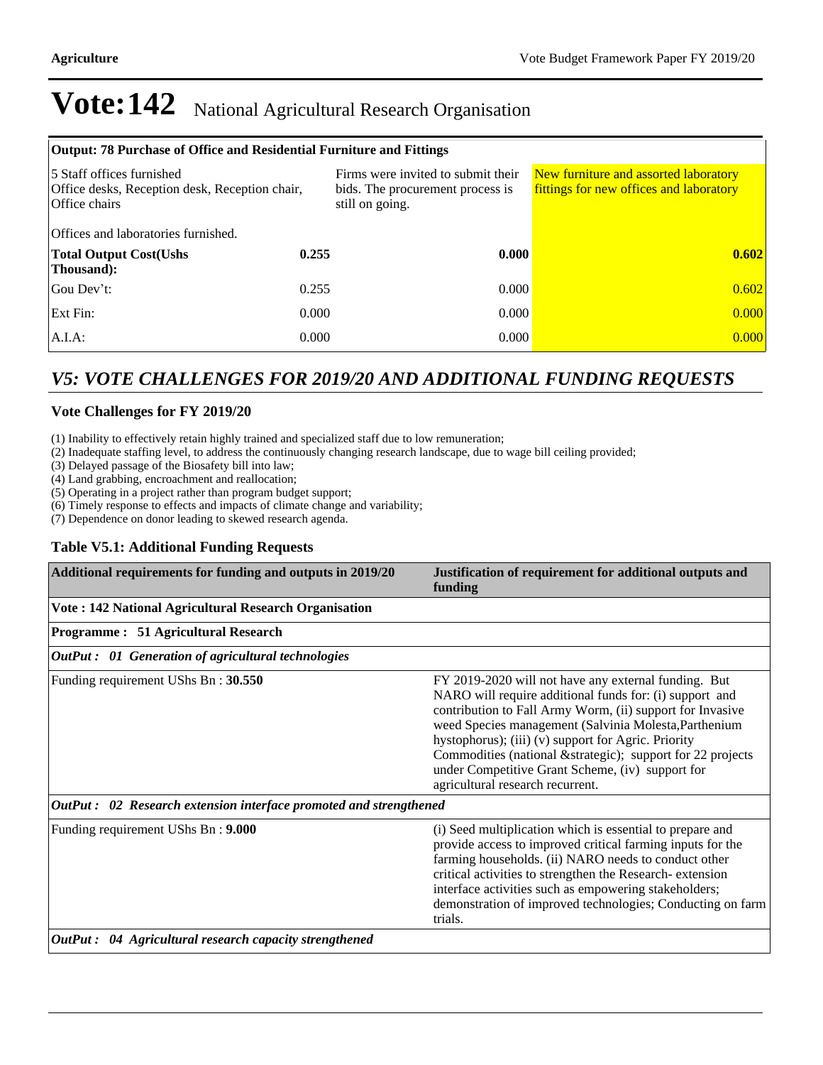# Vote:142 National Agricultural Research Organisation

| Output: 78 Purchase of Office and Residential Furniture and Fittings | | | |
|---|---|---|---|
| 5 Staff offices furnished<br>Office desks, Reception desk, Reception chair, Office chairs<br><br>Offices and laboratories furnished. | | Firms were invited to submit their bids. The procurement process is still on going. | New furniture and assorted laboratory fittings for new offices and laboratory |
| **Total Output Cost(Ushs Thousand):** | **0.255** | **0.000** | **0.602** |
| Gou Dev't: | 0.255 | 0.000 | 0.602 |
| Ext Fin: | 0.000 | 0.000 | 0.000 |
| A.I.A: | 0.000 | 0.000 | 0.000 |

## *V5: VOTE CHALLENGES FOR 2019/20 AND ADDITIONAL FUNDING REQUESTS*

### Vote Challenges for FY 2019/20

(1) Inability to effectively retain highly trained and specialized staff due to low remuneration;
(2) Inadequate staffing level, to address the continuously changing research landscape, due to wage bill ceiling provided;
(3) Delayed passage of the Biosafety bill into law;
(4) Land grabbing, encroachment and reallocation;
(5) Operating in a project rather than program budget support;
(6) Timely response to effects and impacts of climate change and variability;
(7) Dependence on donor leading to skewed research agenda.

### Table V5.1: Additional Funding Requests

| Additional requirements for funding and outputs in 2019/20 | Justification of requirement for additional outputs and funding |
|---|---|
| **Vote : 142 National Agricultural Research Organisation** | |
| **Programme : 51 Agricultural Research** | |
| ***OutPut : 01 Generation of agricultural technologies*** | |
| Funding requirement UShs Bn : **30.550** | FY 2019-2020 will not have any external funding. But NARO will require additional funds for: (i) support and contribution to Fall Army Worm, (ii) support for Invasive weed Species management (Salvinia Molesta,Parthenium hystophorus); (iii) (v) support for Agric. Priority Commodities (national &strategic); support for 22 projects under Competitive Grant Scheme, (iv) support for agricultural research recurrent. |
| ***OutPut : 02 Research extension interface promoted and strengthened*** | |
| Funding requirement UShs Bn : **9.000** | (i) Seed multiplication which is essential to prepare and provide access to improved critical farming inputs for the farming households. (ii) NARO needs to conduct other critical activities to strengthen the Research- extension interface activities such as empowering stakeholders; demonstration of improved technologies; Conducting on farm trials. |
| ***OutPut : 04 Agricultural research capacity strengthened*** | |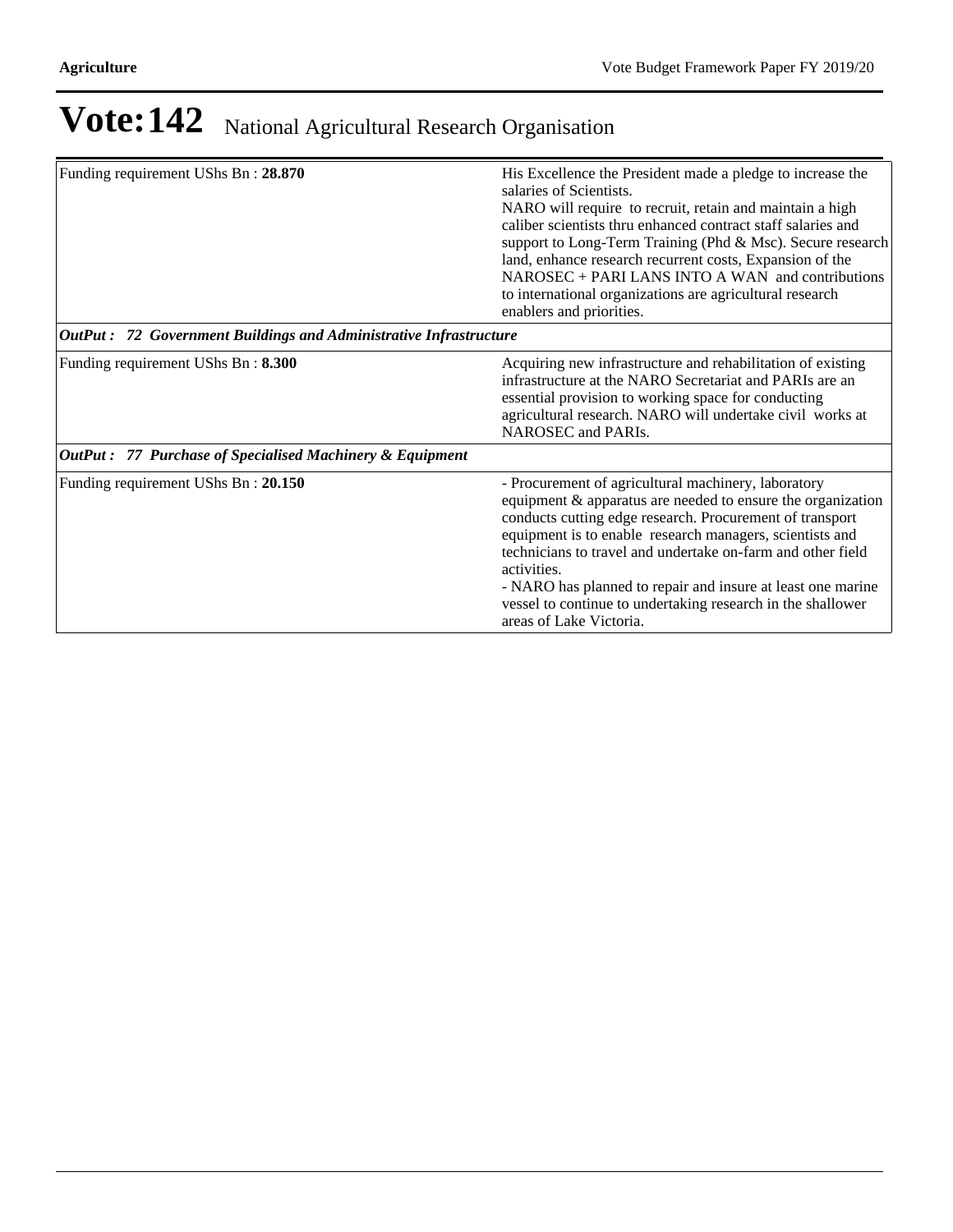# Vote:142 National Agricultural Research Organisation

| | |
|---|---|
| Funding requirement UShs Bn : **28.870** | His Excellence the President made a pledge to increase the salaries of Scientists.<br>NARO will require to recruit, retain and maintain a high caliber scientists thru enhanced contract staff salaries and support to Long-Term Training (Phd & Msc). Secure research land, enhance research recurrent costs, Expansion of the NAROSEC + PARI LANS INTO A WAN and contributions to international organizations are agricultural research enablers and priorities. |
| ***OutPut : 72 Government Buildings and Administrative Infrastructure*** | |
| Funding requirement UShs Bn : **8.300** | Acquiring new infrastructure and rehabilitation of existing infrastructure at the NARO Secretariat and PARIs are an essential provision to working space for conducting agricultural research. NARO will undertake civil works at NAROSEC and PARIs. |
| ***OutPut : 77 Purchase of Specialised Machinery & Equipment*** | |
| Funding requirement UShs Bn : **20.150** | - Procurement of agricultural machinery, laboratory equipment & apparatus are needed to ensure the organization conducts cutting edge research. Procurement of transport equipment is to enable research managers, scientists and technicians to travel and undertake on-farm and other field activities.<br>- NARO has planned to repair and insure at least one marine vessel to continue to undertaking research in the shallower areas of Lake Victoria. |